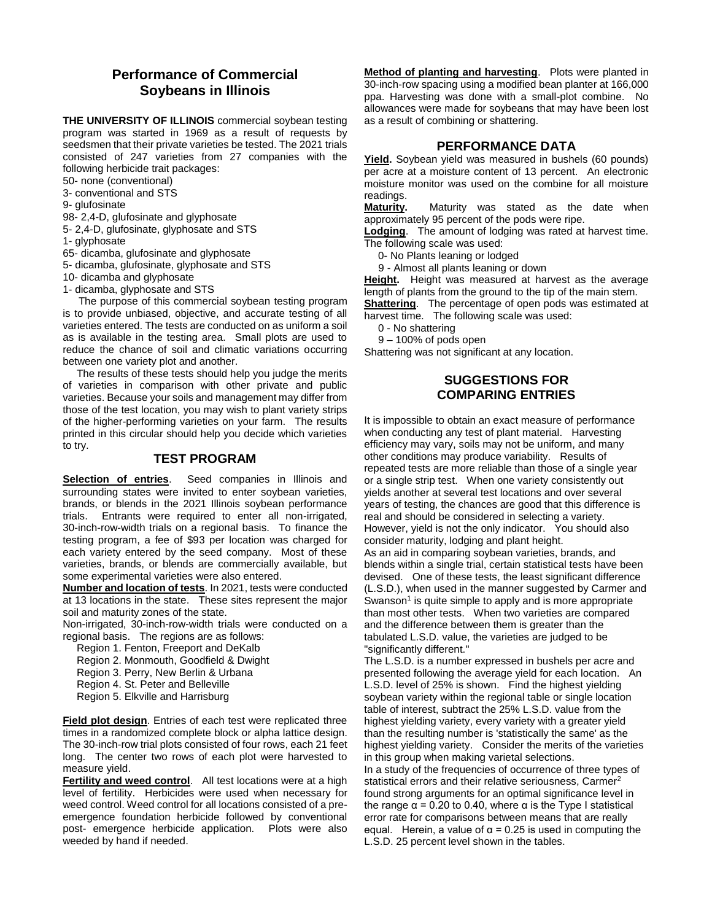# Performance of Commercial Soybeans in Illinois

**THE UNIVERSITY OF ILLINOIS** commercial soybean testing program was started in 1969 as a result of requests by seedsmen that their private varieties be tested. The 2021 trials consisted of 247 varieties from 27 companies with the following herbicide trait packages:

50- none (conventional)
3- conventional and STS
9- glufosinate
98- 2,4-D, glufosinate and glyphosate
5- 2,4-D, glufosinate, glyphosate and STS
1- glyphosate
65- dicamba, glufosinate and glyphosate
5- dicamba, glufosinate, glyphosate and STS
10- dicamba and glyphosate
1- dicamba, glyphosate and STS

The purpose of this commercial soybean testing program is to provide unbiased, objective, and accurate testing of all varieties entered. The tests are conducted on as uniform a soil as is available in the testing area. Small plots are used to reduce the chance of soil and climatic variations occurring between one variety plot and another.

The results of these tests should help you judge the merits of varieties in comparison with other private and public varieties. Because your soils and management may differ from those of the test location, you may wish to plant variety strips of the higher-performing varieties on your farm. The results printed in this circular should help you decide which varieties to try.

## TEST PROGRAM

**Selection of entries**. Seed companies in Illinois and surrounding states were invited to enter soybean varieties, brands, or blends in the 2021 Illinois soybean performance trials. Entrants were required to enter all non-irrigated, 30-inch-row-width trials on a regional basis. To finance the testing program, a fee of $93 per location was charged for each variety entered by the seed company. Most of these varieties, brands, or blends are commercially available, but some experimental varieties were also entered.

**Number and location of tests**. In 2021, tests were conducted at 13 locations in the state. These sites represent the major soil and maturity zones of the state.

Non-irrigated, 30-inch-row-width trials were conducted on a regional basis. The regions are as follows:

Region 1. Fenton, Freeport and DeKalb
Region 2. Monmouth, Goodfield & Dwight
Region 3. Perry, New Berlin & Urbana
Region 4. St. Peter and Belleville
Region 5. Elkville and Harrisburg

**Field plot design**. Entries of each test were replicated three times in a randomized complete block or alpha lattice design. The 30-inch-row trial plots consisted of four rows, each 21 feet long. The center two rows of each plot were harvested to measure yield.

**Fertility and weed control**. All test locations were at a high level of fertility. Herbicides were used when necessary for weed control. Weed control for all locations consisted of a pre-emergence foundation herbicide followed by conventional post- emergence herbicide application. Plots were also weeded by hand if needed.

**Method of planting and harvesting**. Plots were planted in 30-inch-row spacing using a modified bean planter at 166,000 ppa. Harvesting was done with a small-plot combine. No allowances were made for soybeans that may have been lost as a result of combining or shattering.

## PERFORMANCE DATA

**Yield.** Soybean yield was measured in bushels (60 pounds) per acre at a moisture content of 13 percent. An electronic moisture monitor was used on the combine for all moisture readings.

**Maturity.** Maturity was stated as the date when approximately 95 percent of the pods were ripe.

**Lodging**. The amount of lodging was rated at harvest time. The following scale was used:

0- No Plants leaning or lodged
9 - Almost all plants leaning or down

**Height.** Height was measured at harvest as the average length of plants from the ground to the tip of the main stem.

**Shattering**. The percentage of open pods was estimated at harvest time. The following scale was used:

0 - No shattering
9 – 100% of pods open

Shattering was not significant at any location.

## SUGGESTIONS FOR COMPARING ENTRIES

It is impossible to obtain an exact measure of performance when conducting any test of plant material. Harvesting efficiency may vary, soils may not be uniform, and many other conditions may produce variability. Results of repeated tests are more reliable than those of a single year or a single strip test. When one variety consistently out yields another at several test locations and over several years of testing, the chances are good that this difference is real and should be considered in selecting a variety. However, yield is not the only indicator. You should also consider maturity, lodging and plant height.

As an aid in comparing soybean varieties, brands, and blends within a single trial, certain statistical tests have been devised. One of these tests, the least significant difference (L.S.D.), when used in the manner suggested by Carmer and Swanson[1] is quite simple to apply and is more appropriate than most other tests. When two varieties are compared and the difference between them is greater than the tabulated L.S.D. value, the varieties are judged to be "significantly different."

The L.S.D. is a number expressed in bushels per acre and presented following the average yield for each location. An L.S.D. level of 25% is shown. Find the highest yielding soybean variety within the regional table or single location table of interest, subtract the 25% L.S.D. value from the highest yielding variety, every variety with a greater yield than the resulting number is 'statistically the same' as the highest yielding variety. Consider the merits of the varieties in this group when making varietal selections.

In a study of the frequencies of occurrence of three types of statistical errors and their relative seriousness, Carmer[2] found strong arguments for an optimal significance level in the range $\alpha = 0.20$ to $0.40$, where $\alpha$ is the Type I statistical error rate for comparisons between means that are really equal. Herein, a value of $\alpha = 0.25$ is used in computing the L.S.D. 25 percent level shown in the tables.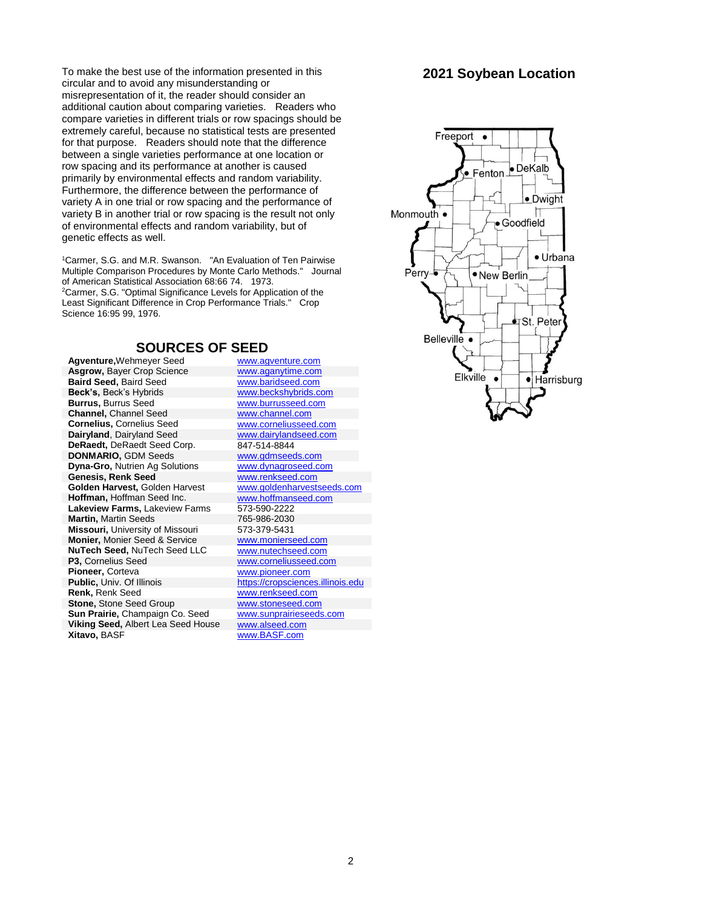To make the best use of the information presented in this circular and to avoid any misunderstanding or misrepresentation of it, the reader should consider an additional caution about comparing varieties. Readers who compare varieties in different trials or row spacings should be extremely careful, because no statistical tests are presented for that purpose. Readers should note that the difference between a single varieties performance at one location or row spacing and its performance at another is caused primarily by environmental effects and random variability. Furthermore, the difference between the performance of variety A in one trial or row spacing and the performance of variety B in another trial or row spacing is the result not only of environmental effects and random variability, but of genetic effects as well.

[1]Carmer, S.G. and M.R. Swanson. "An Evaluation of Ten Pairwise Multiple Comparison Procedures by Monte Carlo Methods." Journal of American Statistical Association 68:66 74. 1973.
[2]Carmer, S.G. "Optimal Significance Levels for Application of the Least Significant Difference in Crop Performance Trials." Crop Science 16:95 99, 1976.

## SOURCES OF SEED

| | |
|---|---|
| **Agventure,** Wehmeyer Seed | www.agventure.com |
| **Asgrow,** Bayer Crop Science | www.aganytime.com |
| **Baird Seed,** Baird Seed | www.baridseed.com |
| **Beck's,** Beck's Hybrids | www.beckshybrids.com |
| **Burrus,** Burrus Seed | www.burrusseed.com |
| **Channel,** Channel Seed | www.channel.com |
| **Cornelius,** Cornelius Seed | www.corneliusseed.com |
| **Dairyland**, Dairyland Seed | www.dairylandseed.com |
| **DeRaedt,** DeRaedt Seed Corp. | 847-514-8844 |
| **DONMARIO,** GDM Seeds | www.gdmseeds.com |
| **Dyna-Gro,** Nutrien Ag Solutions | www.dynagroseed.com |
| **Genesis, Renk Seed** | www.renkseed.com |
| **Golden Harvest,** Golden Harvest | www.goldenharvestseeds.com |
| **Hoffman,** Hoffman Seed Inc. | www.hoffmanseed.com |
| **Lakeview Farms,** Lakeview Farms | 573-590-2222 |
| **Martin,** Martin Seeds | 765-986-2030 |
| **Missouri,** University of Missouri | 573-379-5431 |
| **Monier,** Monier Seed & Service | www.monierseed.com |
| **NuTech Seed,** NuTech Seed LLC | www.nutechseed.com |
| **P3,** Cornelius Seed | www.corneliusseed.com |
| **Pioneer,** Corteva | www.pioneer.com |
| **Public,** Univ. Of Illinois | https://cropsciences.illinois.edu |
| **Renk,** Renk Seed | www.renkseed.com |
| **Stone,** Stone Seed Group | www.stoneseed.com |
| **Sun Prairie,** Champaign Co. Seed | www.sunprairieseeds.com |
| **Viking Seed,** Albert Lea Seed House | www.alseed.com |
| **Xitavo,** BASF | www.BASF.com |

## 2021 Soybean Location

Freeport
Fenton
DeKalb
Dwight
Monmouth
Goodfield
Urbana
Perry
New Berlin
St. Peter
Belleville
Elkville
Harrisburg